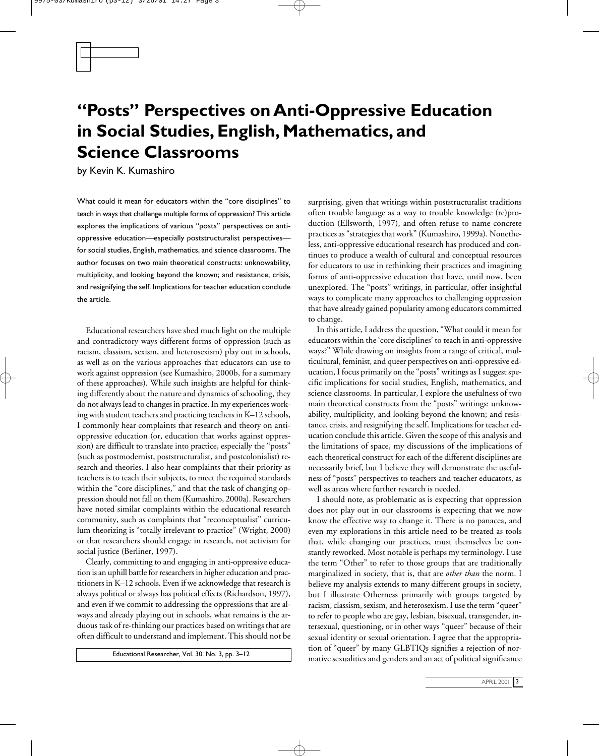# "Posts" Perspectives on Anti-Oppressive Education in Social Studies, English, Mathematics, and Science Classrooms

by Kevin K. Kumashiro

What could it mean for educators within the "core disciplines" to teach in ways that challenge multiple forms of oppression? This article explores the implications of various "posts" perspectives on anti-oppressive education—especially poststructuralist perspectives—for social studies, English, mathematics, and science classrooms. The author focuses on two main theoretical constructs: unknowability, multiplicity, and looking beyond the known; and resistance, crisis, and resignifying the self. Implications for teacher education conclude the article.

Educational researchers have shed much light on the multiple and contradictory ways different forms of oppression (such as racism, classism, sexism, and heterosexism) play out in schools, as well as on the various approaches that educators can use to work against oppression (see Kumashiro, 2000b, for a summary of these approaches). While such insights are helpful for thinking differently about the nature and dynamics of schooling, they do not always lead to changes in practice. In my experiences working with student teachers and practicing teachers in K–12 schools, I commonly hear complaints that research and theory on anti-oppressive education (or, education that works against oppression) are difficult to translate into practice, especially the "posts" (such as postmodernist, poststructuralist, and postcolonialist) research and theories. I also hear complaints that their priority as teachers is to teach their subjects, to meet the required standards within the "core disciplines," and that the task of changing oppression should not fall on them (Kumashiro, 2000a). Researchers have noted similar complaints within the educational research community, such as complaints that "reconceptualist" curriculum theorizing is "totally irrelevant to practice" (Wright, 2000) or that researchers should engage in research, not activism for social justice (Berliner, 1997).

Clearly, committing to and engaging in anti-oppressive education is an uphill battle for researchers in higher education and practitioners in K–12 schools. Even if we acknowledge that research is always political or always has political effects (Richardson, 1997), and even if we commit to addressing the oppressions that are always and already playing out in schools, what remains is the arduous task of re-thinking our practices based on writings that are often difficult to understand and implement. This should not be surprising, given that writings within poststructuralist traditions often trouble language as a way to trouble knowledge (re)production (Ellsworth, 1997), and often refuse to name concrete practices as "strategies that work" (Kumashiro, 1999a). Nonetheless, anti-oppressive educational research has produced and continues to produce a wealth of cultural and conceptual resources for educators to use in rethinking their practices and imagining forms of anti-oppressive education that have, until now, been unexplored. The "posts" writings, in particular, offer insightful ways to complicate many approaches to challenging oppression that have already gained popularity among educators committed to change.

In this article, I address the question, "What could it mean for educators within the 'core disciplines' to teach in anti-oppressive ways?" While drawing on insights from a range of critical, multicultural, feminist, and queer perspectives on anti-oppressive education, I focus primarily on the "posts" writings as I suggest specific implications for social studies, English, mathematics, and science classrooms. In particular, I explore the usefulness of two main theoretical constructs from the "posts" writings: unknowability, multiplicity, and looking beyond the known; and resistance, crisis, and resignifying the self. Implications for teacher education conclude this article. Given the scope of this analysis and the limitations of space, my discussions of the implications of each theoretical construct for each of the different disciplines are necessarily brief, but I believe they will demonstrate the usefulness of "posts" perspectives to teachers and teacher educators, as well as areas where further research is needed.

I should note, as problematic as is expecting that oppression does not play out in our classrooms is expecting that we now know the effective way to change it. There is no panacea, and even my explorations in this article need to be treated as tools that, while changing our practices, must themselves be constantly reworked. Most notable is perhaps my terminology. I use the term "Other" to refer to those groups that are traditionally marginalized in society, that is, that are *other than* the norm. I believe my analysis extends to many different groups in society, but I illustrate Otherness primarily with groups targeted by racism, classism, sexism, and heterosexism. I use the term "queer" to refer to people who are gay, lesbian, bisexual, transgender, intersexual, questioning, or in other ways "queer" because of their sexual identity or sexual orientation. I agree that the appropriation of "queer" by many GLBTIQs signifies a rejection of normative sexualities and genders and an act of political significance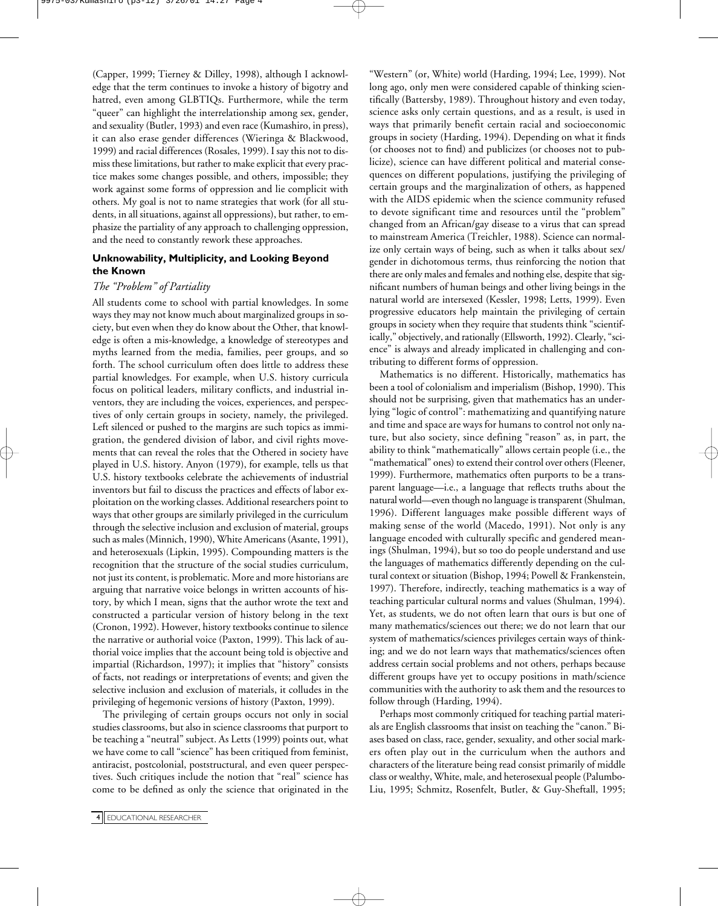(Capper, 1999; Tierney & Dilley, 1998), although I acknowledge that the term continues to invoke a history of bigotry and hatred, even among GLBTIQs. Furthermore, while the term "queer" can highlight the interrelationship among sex, gender, and sexuality (Butler, 1993) and even race (Kumashiro, in press), it can also erase gender differences (Wieringa & Blackwood, 1999) and racial differences (Rosales, 1999). I say this not to dismiss these limitations, but rather to make explicit that every practice makes some changes possible, and others, impossible; they work against some forms of oppression and lie complicit with others. My goal is not to name strategies that work (for all students, in all situations, against all oppressions), but rather, to emphasize the partiality of any approach to challenging oppression, and the need to constantly rework these approaches.

## Unknowability, Multiplicity, and Looking Beyond the Known

### *The "Problem" of Partiality*

All students come to school with partial knowledges. In some ways they may not know much about marginalized groups in society, but even when they do know about the Other, that knowledge is often a mis-knowledge, a knowledge of stereotypes and myths learned from the media, families, peer groups, and so forth. The school curriculum often does little to address these partial knowledges. For example, when U.S. history curricula focus on political leaders, military conflicts, and industrial inventors, they are including the voices, experiences, and perspectives of only certain groups in society, namely, the privileged. Left silenced or pushed to the margins are such topics as immigration, the gendered division of labor, and civil rights movements that can reveal the roles that the Othered in society have played in U.S. history. Anyon (1979), for example, tells us that U.S. history textbooks celebrate the achievements of industrial inventors but fail to discuss the practices and effects of labor exploitation on the working classes. Additional researchers point to ways that other groups are similarly privileged in the curriculum through the selective inclusion and exclusion of material, groups such as males (Minnich, 1990), White Americans (Asante, 1991), and heterosexuals (Lipkin, 1995). Compounding matters is the recognition that the structure of the social studies curriculum, not just its content, is problematic. More and more historians are arguing that narrative voice belongs in written accounts of history, by which I mean, signs that the author wrote the text and constructed a particular version of history belong in the text (Cronon, 1992). However, history textbooks continue to silence the narrative or authorial voice (Paxton, 1999). This lack of authorial voice implies that the account being told is objective and impartial (Richardson, 1997); it implies that "history" consists of facts, not readings or interpretations of events; and given the selective inclusion and exclusion of materials, it colludes in the privileging of hegemonic versions of history (Paxton, 1999).

The privileging of certain groups occurs not only in social studies classrooms, but also in science classrooms that purport to be teaching a "neutral" subject. As Letts (1999) points out, what we have come to call "science" has been critiqued from feminist, antiracist, postcolonial, poststructural, and even queer perspectives. Such critiques include the notion that "real" science has come to be defined as only the science that originated in the "Western" (or, White) world (Harding, 1994; Lee, 1999). Not long ago, only men were considered capable of thinking scientifically (Battersby, 1989). Throughout history and even today, science asks only certain questions, and as a result, is used in ways that primarily benefit certain racial and socioeconomic groups in society (Harding, 1994). Depending on what it finds (or chooses not to find) and publicizes (or chooses not to publicize), science can have different political and material consequences on different populations, justifying the privileging of certain groups and the marginalization of others, as happened with the AIDS epidemic when the science community refused to devote significant time and resources until the "problem" changed from an African/gay disease to a virus that can spread to mainstream America (Treichler, 1988). Science can normalize only certain ways of being, such as when it talks about sex/gender in dichotomous terms, thus reinforcing the notion that there are only males and females and nothing else, despite that significant numbers of human beings and other living beings in the natural world are intersexed (Kessler, 1998; Letts, 1999). Even progressive educators help maintain the privileging of certain groups in society when they require that students think "scientifically," objectively, and rationally (Ellsworth, 1992). Clearly, "science" is always and already implicated in challenging and contributing to different forms of oppression.

Mathematics is no different. Historically, mathematics has been a tool of colonialism and imperialism (Bishop, 1990). This should not be surprising, given that mathematics has an underlying "logic of control": mathematizing and quantifying nature and time and space are ways for humans to control not only nature, but also society, since defining "reason" as, in part, the ability to think "mathematically" allows certain people (i.e., the "mathematical" ones) to extend their control over others (Fleener, 1999). Furthermore, mathematics often purports to be a transparent language—i.e., a language that reflects truths about the natural world—even though no language is transparent (Shulman, 1996). Different languages make possible different ways of making sense of the world (Macedo, 1991). Not only is any language encoded with culturally specific and gendered meanings (Shulman, 1994), but so too do people understand and use the languages of mathematics differently depending on the cultural context or situation (Bishop, 1994; Powell & Frankenstein, 1997). Therefore, indirectly, teaching mathematics is a way of teaching particular cultural norms and values (Shulman, 1994). Yet, as students, we do not often learn that ours is but one of many mathematics/sciences out there; we do not learn that our system of mathematics/sciences privileges certain ways of thinking; and we do not learn ways that mathematics/sciences often address certain social problems and not others, perhaps because different groups have yet to occupy positions in math/science communities with the authority to ask them and the resources to follow through (Harding, 1994).

Perhaps most commonly critiqued for teaching partial materials are English classrooms that insist on teaching the "canon." Biases based on class, race, gender, sexuality, and other social markers often play out in the curriculum when the authors and characters of the literature being read consist primarily of middle class or wealthy, White, male, and heterosexual people (Palumbo-Liu, 1995; Schmitz, Rosenfelt, Butler, & Guy-Sheftall, 1995;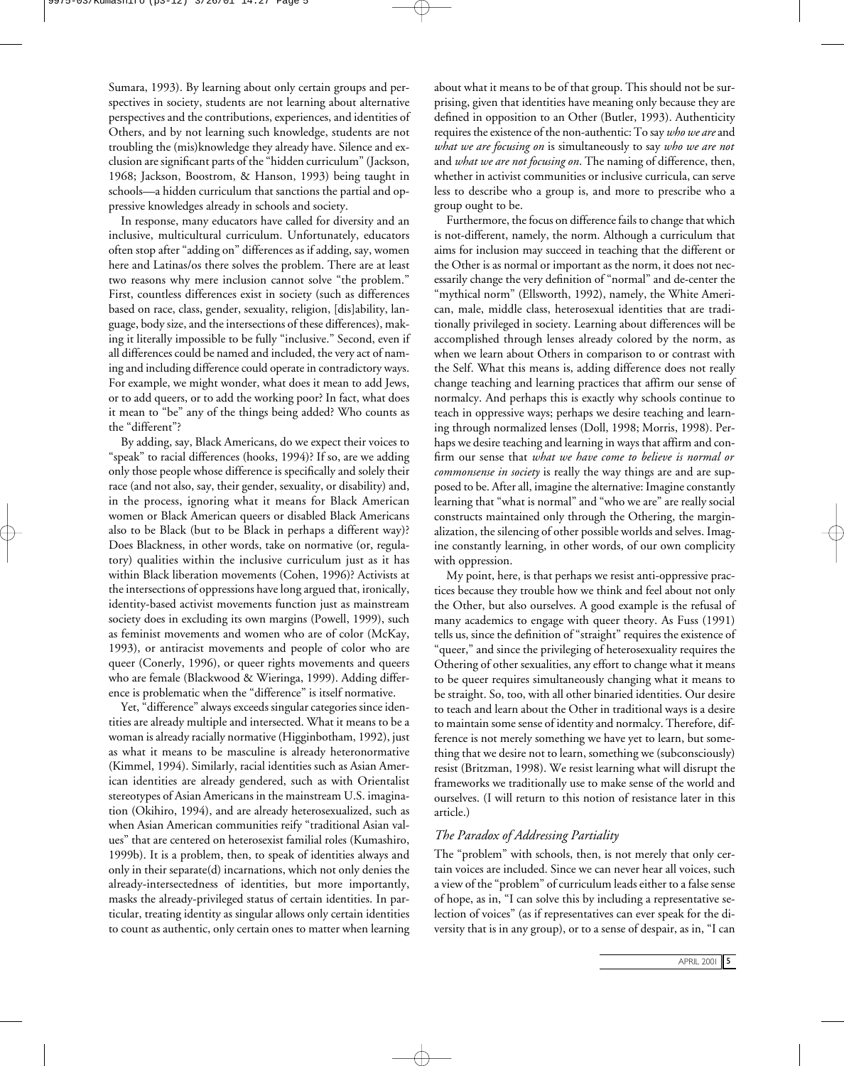Sumara, 1993). By learning about only certain groups and perspectives in society, students are not learning about alternative perspectives and the contributions, experiences, and identities of Others, and by not learning such knowledge, students are not troubling the (mis)knowledge they already have. Silence and exclusion are significant parts of the "hidden curriculum" (Jackson, 1968; Jackson, Boostrom, & Hanson, 1993) being taught in schools—a hidden curriculum that sanctions the partial and oppressive knowledges already in schools and society.

In response, many educators have called for diversity and an inclusive, multicultural curriculum. Unfortunately, educators often stop after "adding on" differences as if adding, say, women here and Latinas/os there solves the problem. There are at least two reasons why mere inclusion cannot solve "the problem." First, countless differences exist in society (such as differences based on race, class, gender, sexuality, religion, [dis]ability, language, body size, and the intersections of these differences), making it literally impossible to be fully "inclusive." Second, even if all differences could be named and included, the very act of naming and including difference could operate in contradictory ways. For example, we might wonder, what does it mean to add Jews, or to add queers, or to add the working poor? In fact, what does it mean to "be" any of the things being added? Who counts as the "different"?

By adding, say, Black Americans, do we expect their voices to "speak" to racial differences (hooks, 1994)? If so, are we adding only those people whose difference is specifically and solely their race (and not also, say, their gender, sexuality, or disability) and, in the process, ignoring what it means for Black American women or Black American queers or disabled Black Americans also to be Black (but to be Black in perhaps a different way)? Does Blackness, in other words, take on normative (or, regulatory) qualities within the inclusive curriculum just as it has within Black liberation movements (Cohen, 1996)? Activists at the intersections of oppressions have long argued that, ironically, identity-based activist movements function just as mainstream society does in excluding its own margins (Powell, 1999), such as feminist movements and women who are of color (McKay, 1993), or antiracist movements and people of color who are queer (Conerly, 1996), or queer rights movements and queers who are female (Blackwood & Wieringa, 1999). Adding difference is problematic when the "difference" is itself normative.

Yet, "difference" always exceeds singular categories since identities are already multiple and intersected. What it means to be a woman is already racially normative (Higginbotham, 1992), just as what it means to be masculine is already heteronormative (Kimmel, 1994). Similarly, racial identities such as Asian American identities are already gendered, such as with Orientalist stereotypes of Asian Americans in the mainstream U.S. imagination (Okihiro, 1994), and are already heterosexualized, such as when Asian American communities reify "traditional Asian values" that are centered on heterosexist familial roles (Kumashiro, 1999b). It is a problem, then, to speak of identities always and only in their separate(d) incarnations, which not only denies the already-intersectedness of identities, but more importantly, masks the already-privileged status of certain identities. In particular, treating identity as singular allows only certain identities to count as authentic, only certain ones to matter when learning about what it means to be of that group. This should not be surprising, given that identities have meaning only because they are defined in opposition to an Other (Butler, 1993). Authenticity requires the existence of the non-authentic: To say *who we are* and *what we are focusing on* is simultaneously to say *who we are not* and *what we are not focusing on*. The naming of difference, then, whether in activist communities or inclusive curricula, can serve less to describe who a group is, and more to prescribe who a group ought to be.

Furthermore, the focus on difference fails to change that which is not-different, namely, the norm. Although a curriculum that aims for inclusion may succeed in teaching that the different or the Other is as normal or important as the norm, it does not necessarily change the very definition of "normal" and de-center the "mythical norm" (Ellsworth, 1992), namely, the White American, male, middle class, heterosexual identities that are traditionally privileged in society. Learning about differences will be accomplished through lenses already colored by the norm, as when we learn about Others in comparison to or contrast with the Self. What this means is, adding difference does not really change teaching and learning practices that affirm our sense of normalcy. And perhaps this is exactly why schools continue to teach in oppressive ways; perhaps we desire teaching and learning through normalized lenses (Doll, 1998; Morris, 1998). Perhaps we desire teaching and learning in ways that affirm and confirm our sense that *what we have come to believe is normal or commonsense in society* is really the way things are and are supposed to be. After all, imagine the alternative: Imagine constantly learning that "what is normal" and "who we are" are really social constructs maintained only through the Othering, the marginalization, the silencing of other possible worlds and selves. Imagine constantly learning, in other words, of our own complicity with oppression.

My point, here, is that perhaps we resist anti-oppressive practices because they trouble how we think and feel about not only the Other, but also ourselves. A good example is the refusal of many academics to engage with queer theory. As Fuss (1991) tells us, since the definition of "straight" requires the existence of "queer," and since the privileging of heterosexuality requires the Othering of other sexualities, any effort to change what it means to be queer requires simultaneously changing what it means to be straight. So, too, with all other binaried identities. Our desire to teach and learn about the Other in traditional ways is a desire to maintain some sense of identity and normalcy. Therefore, difference is not merely something we have yet to learn, but something that we desire not to learn, something we (subconsciously) resist (Britzman, 1998). We resist learning what will disrupt the frameworks we traditionally use to make sense of the world and ourselves. (I will return to this notion of resistance later in this article.)

### *The Paradox of Addressing Partiality*

The "problem" with schools, then, is not merely that only certain voices are included. Since we can never hear all voices, such a view of the "problem" of curriculum leads either to a false sense of hope, as in, "I can solve this by including a representative selection of voices" (as if representatives can ever speak for the diversity that is in any group), or to a sense of despair, as in, "I can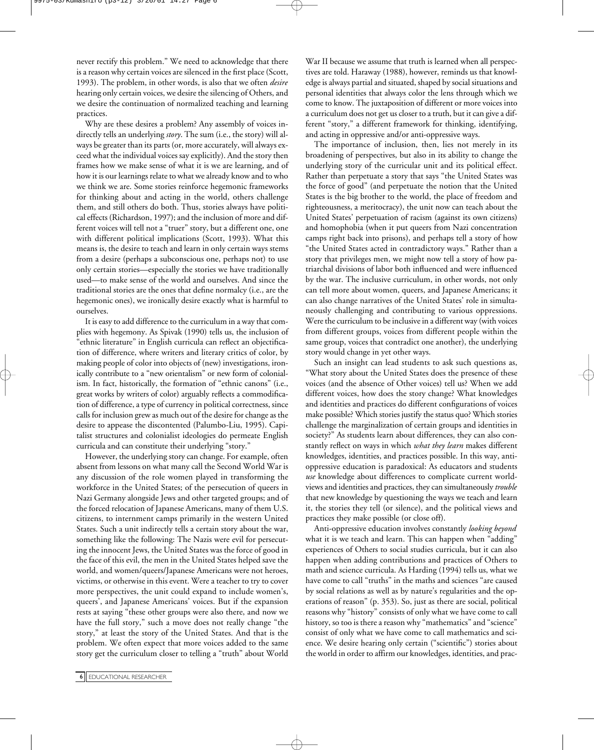never rectify this problem." We need to acknowledge that there is a reason why certain voices are silenced in the first place (Scott, 1993). The problem, in other words, is also that we often *desire* hearing only certain voices, we desire the silencing of Others, and we desire the continuation of normalized teaching and learning practices.

Why are these desires a problem? Any assembly of voices indirectly tells an underlying *story*. The sum (i.e., the story) will always be greater than its parts (or, more accurately, will always exceed what the individual voices say explicitly). And the story then frames how we make sense of what it is we are learning, and of how it is our learnings relate to what we already know and to who we think we are. Some stories reinforce hegemonic frameworks for thinking about and acting in the world, others challenge them, and still others do both. Thus, stories always have political effects (Richardson, 1997); and the inclusion of more and different voices will tell not a "truer" story, but a different one, one with different political implications (Scott, 1993). What this means is, the desire to teach and learn in only certain ways stems from a desire (perhaps a subconscious one, perhaps not) to use only certain stories—especially the stories we have traditionally used—to make sense of the world and ourselves. And since the traditional stories are the ones that define normalcy (i.e., are the hegemonic ones), we ironically desire exactly what is harmful to ourselves.

It is easy to add difference to the curriculum in a way that complies with hegemony. As Spivak (1990) tells us, the inclusion of "ethnic literature" in English curricula can reflect an objectification of difference, where writers and literary critics of color, by making people of color into objects of (new) investigations, ironically contribute to a "new orientalism" or new form of colonialism. In fact, historically, the formation of "ethnic canons" (i.e., great works by writers of color) arguably reflects a commodification of difference, a type of currency in political correctness, since calls for inclusion grew as much out of the desire for change as the desire to appease the discontented (Palumbo-Liu, 1995). Capitalist structures and colonialist ideologies do permeate English curricula and can constitute their underlying "story."

However, the underlying story can change. For example, often absent from lessons on what many call the Second World War is any discussion of the role women played in transforming the workforce in the United States; of the persecution of queers in Nazi Germany alongside Jews and other targeted groups; and of the forced relocation of Japanese Americans, many of them U.S. citizens, to internment camps primarily in the western United States. Such a unit indirectly tells a certain story about the war, something like the following: The Nazis were evil for persecuting the innocent Jews, the United States was the force of good in the face of this evil, the men in the United States helped save the world, and women/queers/Japanese Americans were not heroes, victims, or otherwise in this event. Were a teacher to try to cover more perspectives, the unit could expand to include women's, queers', and Japanese Americans' voices. But if the expansion rests at saying "these other groups were also there, and now we have the full story," such a move does not really change "the story," at least the story of the United States. And that is the problem. We often expect that more voices added to the same story get the curriculum closer to telling a "truth" about World War II because we assume that truth is learned when all perspectives are told. Haraway (1988), however, reminds us that knowledge is always partial and situated, shaped by social situations and personal identities that always color the lens through which we come to know. The juxtaposition of different or more voices into a curriculum does not get us closer to a truth, but it can give a different "story," a different framework for thinking, identifying, and acting in oppressive and/or anti-oppressive ways.

The importance of inclusion, then, lies not merely in its broadening of perspectives, but also in its ability to change the underlying story of the curricular unit and its political effect. Rather than perpetuate a story that says "the United States was the force of good" (and perpetuate the notion that the United States is the big brother to the world, the place of freedom and righteousness, a meritocracy), the unit now can teach about the United States' perpetuation of racism (against its own citizens) and homophobia (when it put queers from Nazi concentration camps right back into prisons), and perhaps tell a story of how "the United States acted in contradictory ways." Rather than a story that privileges men, we might now tell a story of how patriarchal divisions of labor both influenced and were influenced by the war. The inclusive curriculum, in other words, not only can tell more about women, queers, and Japanese Americans; it can also change narratives of the United States' role in simultaneously challenging and contributing to various oppressions. Were the curriculum to be inclusive in a different way (with voices from different groups, voices from different people within the same group, voices that contradict one another), the underlying story would change in yet other ways.

Such an insight can lead students to ask such questions as, "What story about the United States does the presence of these voices (and the absence of Other voices) tell us? When we add different voices, how does the story change? What knowledges and identities and practices do different configurations of voices make possible? Which stories justify the status quo? Which stories challenge the marginalization of certain groups and identities in society?" As students learn about differences, they can also constantly reflect on ways in which *what they learn* makes different knowledges, identities, and practices possible. In this way, anti-oppressive education is paradoxical: As educators and students *use* knowledge about differences to complicate current worldviews and identities and practices, they can simultaneously *trouble* that new knowledge by questioning the ways we teach and learn it, the stories they tell (or silence), and the political views and practices they make possible (or close off).

Anti-oppressive education involves constantly *looking beyond* what it is we teach and learn. This can happen when "adding" experiences of Others to social studies curricula, but it can also happen when adding contributions and practices of Others to math and science curricula. As Harding (1994) tells us, what we have come to call "truths" in the maths and sciences "are caused by social relations as well as by nature's regularities and the operations of reason" (p. 353). So, just as there are social, political reasons why "history" consists of only what we have come to call history, so too is there a reason why "mathematics" and "science" consist of only what we have come to call mathematics and science. We desire hearing only certain ("scientific") stories about the world in order to affirm our knowledges, identities, and prac-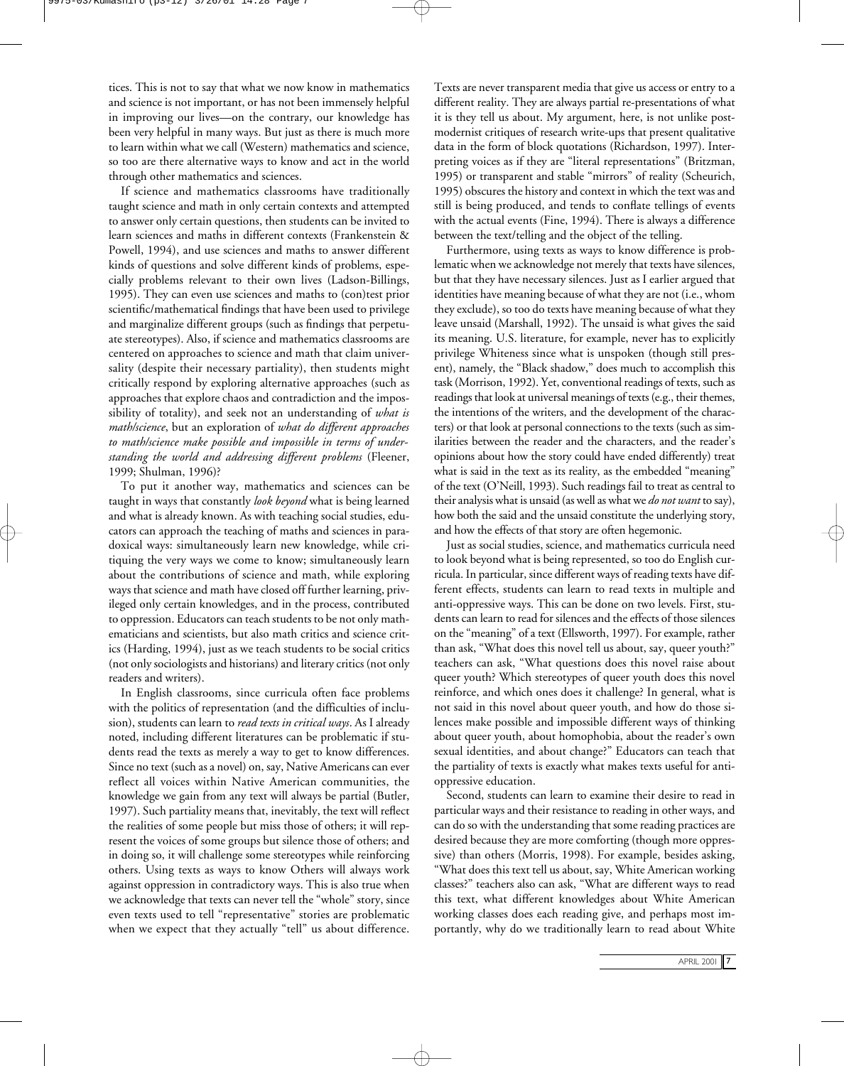tices. This is not to say that what we now know in mathematics and science is not important, or has not been immensely helpful in improving our lives—on the contrary, our knowledge has been very helpful in many ways. But just as there is much more to learn within what we call (Western) mathematics and science, so too are there alternative ways to know and act in the world through other mathematics and sciences.

If science and mathematics classrooms have traditionally taught science and math in only certain contexts and attempted to answer only certain questions, then students can be invited to learn sciences and maths in different contexts (Frankenstein & Powell, 1994), and use sciences and maths to answer different kinds of questions and solve different kinds of problems, especially problems relevant to their own lives (Ladson-Billings, 1995). They can even use sciences and maths to (con)test prior scientific/mathematical findings that have been used to privilege and marginalize different groups (such as findings that perpetuate stereotypes). Also, if science and mathematics classrooms are centered on approaches to science and math that claim universality (despite their necessary partiality), then students might critically respond by exploring alternative approaches (such as approaches that explore chaos and contradiction and the impossibility of totality), and seek not an understanding of *what is math/science*, but an exploration of *what do different approaches to math/science make possible and impossible in terms of understanding the world and addressing different problems* (Fleener, 1999; Shulman, 1996)?

To put it another way, mathematics and sciences can be taught in ways that constantly *look beyond* what is being learned and what is already known. As with teaching social studies, educators can approach the teaching of maths and sciences in paradoxical ways: simultaneously learn new knowledge, while critiquing the very ways we come to know; simultaneously learn about the contributions of science and math, while exploring ways that science and math have closed off further learning, privileged only certain knowledges, and in the process, contributed to oppression. Educators can teach students to be not only mathematicians and scientists, but also math critics and science critics (Harding, 1994), just as we teach students to be social critics (not only sociologists and historians) and literary critics (not only readers and writers).

In English classrooms, since curricula often face problems with the politics of representation (and the difficulties of inclusion), students can learn to *read texts in critical ways*. As I already noted, including different literatures can be problematic if students read the texts as merely a way to get to know differences. Since no text (such as a novel) on, say, Native Americans can ever reflect all voices within Native American communities, the knowledge we gain from any text will always be partial (Butler, 1997). Such partiality means that, inevitably, the text will reflect the realities of some people but miss those of others; it will represent the voices of some groups but silence those of others; and in doing so, it will challenge some stereotypes while reinforcing others. Using texts as ways to know Others will always work against oppression in contradictory ways. This is also true when we acknowledge that texts can never tell the "whole" story, since even texts used to tell "representative" stories are problematic when we expect that they actually "tell" us about difference. Texts are never transparent media that give us access or entry to a different reality. They are always partial re-presentations of what it is they tell us about. My argument, here, is not unlike postmodernist critiques of research write-ups that present qualitative data in the form of block quotations (Richardson, 1997). Interpreting voices as if they are "literal representations" (Britzman, 1995) or transparent and stable "mirrors" of reality (Scheurich, 1995) obscures the history and context in which the text was and still is being produced, and tends to conflate tellings of events with the actual events (Fine, 1994). There is always a difference between the text/telling and the object of the telling.

Furthermore, using texts as ways to know difference is problematic when we acknowledge not merely that texts have silences, but that they have necessary silences. Just as I earlier argued that identities have meaning because of what they are not (i.e., whom they exclude), so too do texts have meaning because of what they leave unsaid (Marshall, 1992). The unsaid is what gives the said its meaning. U.S. literature, for example, never has to explicitly privilege Whiteness since what is unspoken (though still present), namely, the "Black shadow," does much to accomplish this task (Morrison, 1992). Yet, conventional readings of texts, such as readings that look at universal meanings of texts (e.g., their themes, the intentions of the writers, and the development of the characters) or that look at personal connections to the texts (such as similarities between the reader and the characters, and the reader's opinions about how the story could have ended differently) treat what is said in the text as its reality, as the embedded "meaning" of the text (O'Neill, 1993). Such readings fail to treat as central to their analysis what is unsaid (as well as what we *do not want* to say), how both the said and the unsaid constitute the underlying story, and how the effects of that story are often hegemonic.

Just as social studies, science, and mathematics curricula need to look beyond what is being represented, so too do English curricula. In particular, since different ways of reading texts have different effects, students can learn to read texts in multiple and anti-oppressive ways. This can be done on two levels. First, students can learn to read for silences and the effects of those silences on the "meaning" of a text (Ellsworth, 1997). For example, rather than ask, "What does this novel tell us about, say, queer youth?" teachers can ask, "What questions does this novel raise about queer youth? Which stereotypes of queer youth does this novel reinforce, and which ones does it challenge? In general, what is not said in this novel about queer youth, and how do those silences make possible and impossible different ways of thinking about queer youth, about homophobia, about the reader's own sexual identities, and about change?" Educators can teach that the partiality of texts is exactly what makes texts useful for anti-oppressive education.

Second, students can learn to examine their desire to read in particular ways and their resistance to reading in other ways, and can do so with the understanding that some reading practices are desired because they are more comforting (though more oppressive) than others (Morris, 1998). For example, besides asking, "What does this text tell us about, say, White American working classes?" teachers also can ask, "What are different ways to read this text, what different knowledges about White American working classes does each reading give, and perhaps most importantly, why do we traditionally learn to read about White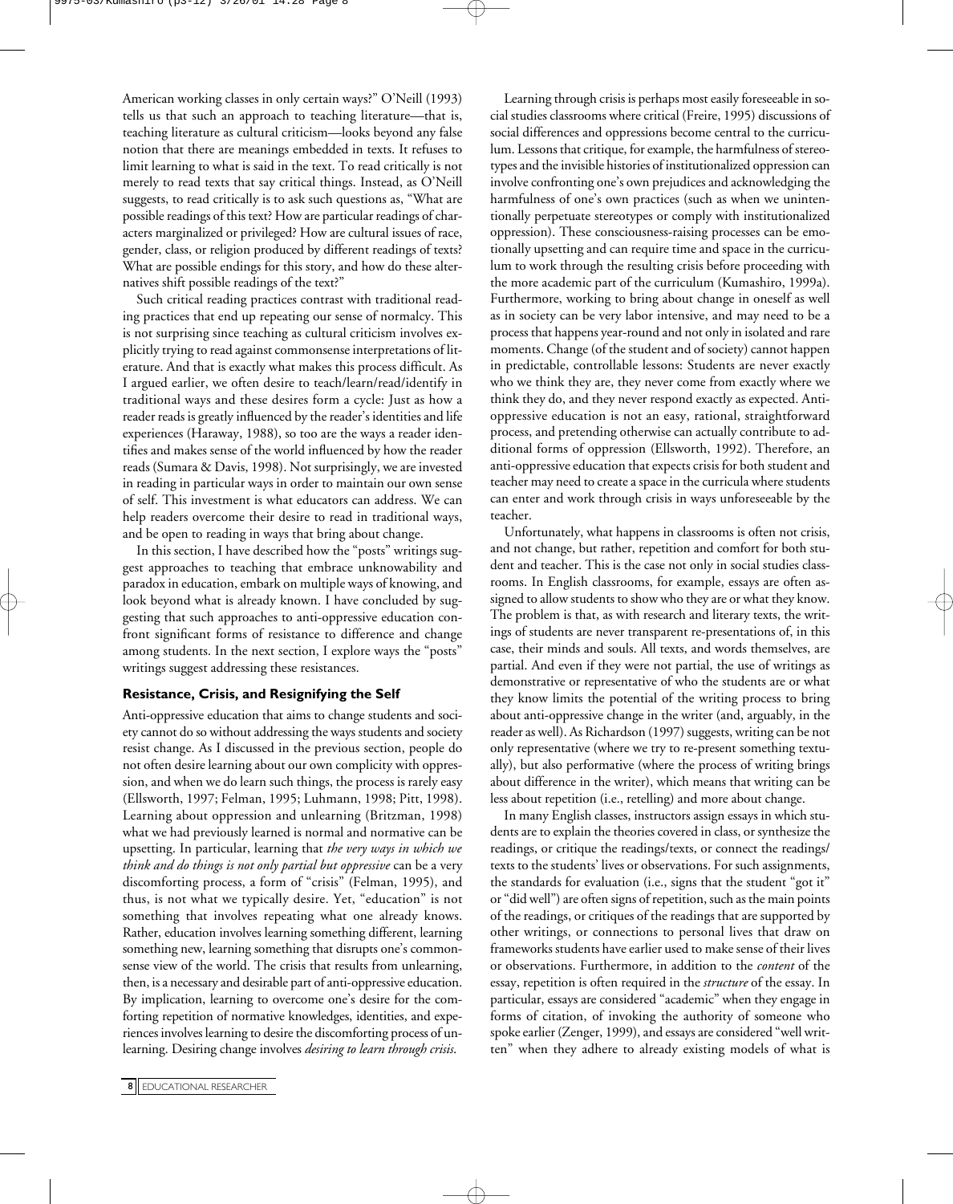American working classes in only certain ways?" O'Neill (1993) tells us that such an approach to teaching literature—that is, teaching literature as cultural criticism—looks beyond any false notion that there are meanings embedded in texts. It refuses to limit learning to what is said in the text. To read critically is not merely to read texts that say critical things. Instead, as O'Neill suggests, to read critically is to ask such questions as, "What are possible readings of this text? How are particular readings of characters marginalized or privileged? How are cultural issues of race, gender, class, or religion produced by different readings of texts? What are possible endings for this story, and how do these alternatives shift possible readings of the text?"

Such critical reading practices contrast with traditional reading practices that end up repeating our sense of normalcy. This is not surprising since teaching as cultural criticism involves explicitly trying to read against commonsense interpretations of literature. And that is exactly what makes this process difficult. As I argued earlier, we often desire to teach/learn/read/identify in traditional ways and these desires form a cycle: Just as how a reader reads is greatly influenced by the reader's identities and life experiences (Haraway, 1988), so too are the ways a reader identifies and makes sense of the world influenced by how the reader reads (Sumara & Davis, 1998). Not surprisingly, we are invested in reading in particular ways in order to maintain our own sense of self. This investment is what educators can address. We can help readers overcome their desire to read in traditional ways, and be open to reading in ways that bring about change.

In this section, I have described how the "posts" writings suggest approaches to teaching that embrace unknowability and paradox in education, embark on multiple ways of knowing, and look beyond what is already known. I have concluded by suggesting that such approaches to anti-oppressive education confront significant forms of resistance to difference and change among students. In the next section, I explore ways the "posts" writings suggest addressing these resistances.

## Resistance, Crisis, and Resignifying the Self

Anti-oppressive education that aims to change students and society cannot do so without addressing the ways students and society resist change. As I discussed in the previous section, people do not often desire learning about our own complicity with oppression, and when we do learn such things, the process is rarely easy (Ellsworth, 1997; Felman, 1995; Luhmann, 1998; Pitt, 1998). Learning about oppression and unlearning (Britzman, 1998) what we had previously learned is normal and normative can be upsetting. In particular, learning that *the very ways in which we think and do things is not only partial but oppressive* can be a very discomforting process, a form of "crisis" (Felman, 1995), and thus, is not what we typically desire. Yet, "education" is not something that involves repeating what one already knows. Rather, education involves learning something different, learning something new, learning something that disrupts one's commonsense view of the world. The crisis that results from unlearning, then, is a necessary and desirable part of anti-oppressive education. By implication, learning to overcome one's desire for the comforting repetition of normative knowledges, identities, and experiences involves learning to desire the discomforting process of unlearning. Desiring change involves *desiring to learn through crisis.*

Learning through crisis is perhaps most easily foreseeable in social studies classrooms where critical (Freire, 1995) discussions of social differences and oppressions become central to the curriculum. Lessons that critique, for example, the harmfulness of stereotypes and the invisible histories of institutionalized oppression can involve confronting one's own prejudices and acknowledging the harmfulness of one's own practices (such as when we unintentionally perpetuate stereotypes or comply with institutionalized oppression). These consciousness-raising processes can be emotionally upsetting and can require time and space in the curriculum to work through the resulting crisis before proceeding with the more academic part of the curriculum (Kumashiro, 1999a). Furthermore, working to bring about change in oneself as well as in society can be very labor intensive, and may need to be a process that happens year-round and not only in isolated and rare moments. Change (of the student and of society) cannot happen in predictable, controllable lessons: Students are never exactly who we think they are, they never come from exactly where we think they do, and they never respond exactly as expected. Anti-oppressive education is not an easy, rational, straightforward process, and pretending otherwise can actually contribute to additional forms of oppression (Ellsworth, 1992). Therefore, an anti-oppressive education that expects crisis for both student and teacher may need to create a space in the curricula where students can enter and work through crisis in ways unforeseeable by the teacher.

Unfortunately, what happens in classrooms is often not crisis, and not change, but rather, repetition and comfort for both student and teacher. This is the case not only in social studies classrooms. In English classrooms, for example, essays are often assigned to allow students to show who they are or what they know. The problem is that, as with research and literary texts, the writings of students are never transparent re-presentations of, in this case, their minds and souls. All texts, and words themselves, are partial. And even if they were not partial, the use of writings as demonstrative or representative of who the students are or what they know limits the potential of the writing process to bring about anti-oppressive change in the writer (and, arguably, in the reader as well). As Richardson (1997) suggests, writing can be not only representative (where we try to re-present something textually), but also performative (where the process of writing brings about difference in the writer), which means that writing can be less about repetition (i.e., retelling) and more about change.

In many English classes, instructors assign essays in which students are to explain the theories covered in class, or synthesize the readings, or critique the readings/texts, or connect the readings/texts to the students' lives or observations. For such assignments, the standards for evaluation (i.e., signs that the student "got it" or "did well") are often signs of repetition, such as the main points of the readings, or critiques of the readings that are supported by other writings, or connections to personal lives that draw on frameworks students have earlier used to make sense of their lives or observations. Furthermore, in addition to the *content* of the essay, repetition is often required in the *structure* of the essay. In particular, essays are considered "academic" when they engage in forms of citation, of invoking the authority of someone who spoke earlier (Zenger, 1999), and essays are considered "well written" when they adhere to already existing models of what is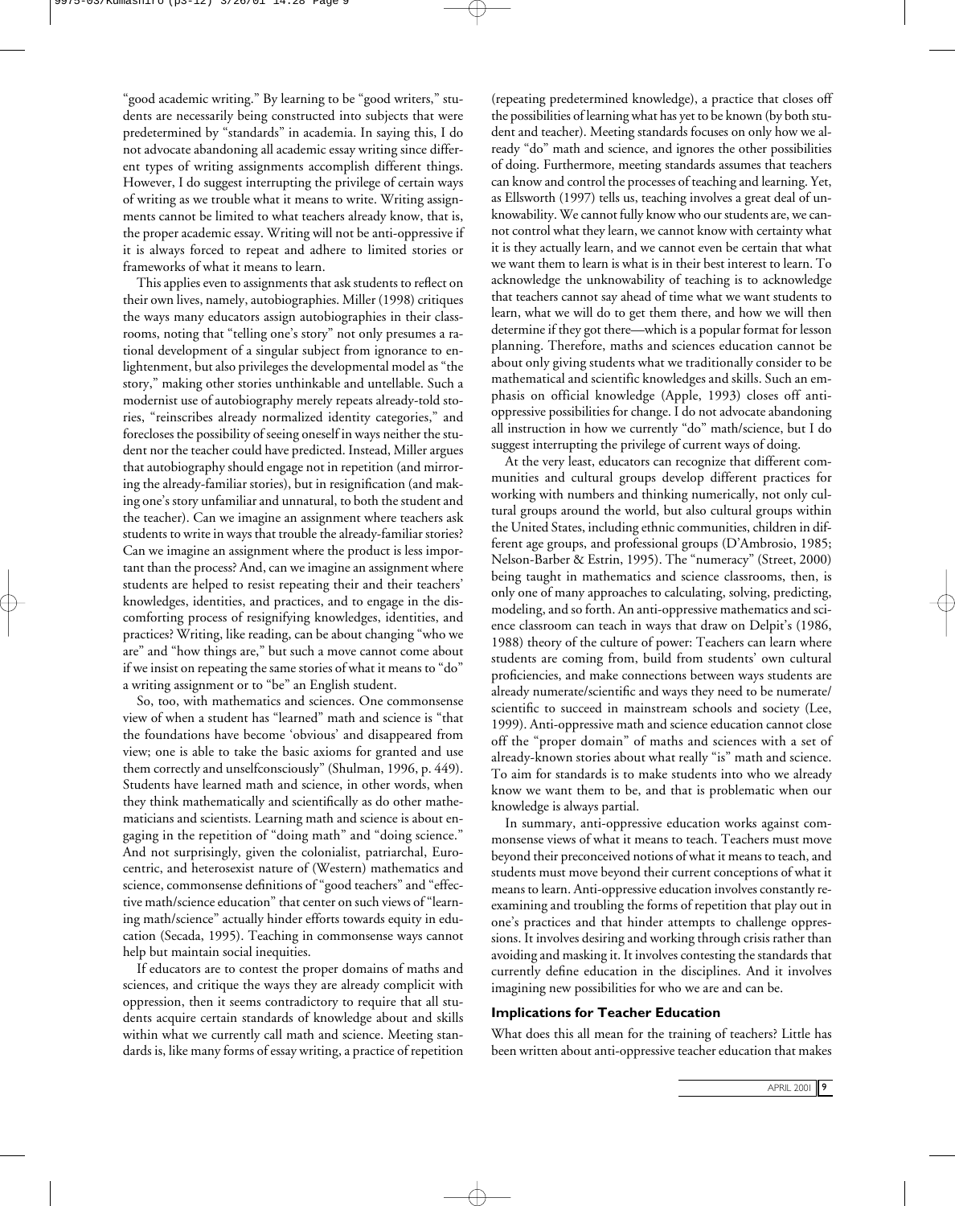"good academic writing." By learning to be "good writers," students are necessarily being constructed into subjects that were predetermined by "standards" in academia. In saying this, I do not advocate abandoning all academic essay writing since different types of writing assignments accomplish different things. However, I do suggest interrupting the privilege of certain ways of writing as we trouble what it means to write. Writing assignments cannot be limited to what teachers already know, that is, the proper academic essay. Writing will not be anti-oppressive if it is always forced to repeat and adhere to limited stories or frameworks of what it means to learn.

This applies even to assignments that ask students to reflect on their own lives, namely, autobiographies. Miller (1998) critiques the ways many educators assign autobiographies in their classrooms, noting that "telling one's story" not only presumes a rational development of a singular subject from ignorance to enlightenment, but also privileges the developmental model as "the story," making other stories unthinkable and untellable. Such a modernist use of autobiography merely repeats already-told stories, "reinscribes already normalized identity categories," and forecloses the possibility of seeing oneself in ways neither the student nor the teacher could have predicted. Instead, Miller argues that autobiography should engage not in repetition (and mirroring the already-familiar stories), but in resignification (and making one's story unfamiliar and unnatural, to both the student and the teacher). Can we imagine an assignment where teachers ask students to write in ways that trouble the already-familiar stories? Can we imagine an assignment where the product is less important than the process? And, can we imagine an assignment where students are helped to resist repeating their and their teachers' knowledges, identities, and practices, and to engage in the discomforting process of resignifying knowledges, identities, and practices? Writing, like reading, can be about changing "who we are" and "how things are," but such a move cannot come about if we insist on repeating the same stories of what it means to "do" a writing assignment or to "be" an English student.

So, too, with mathematics and sciences. One commonsense view of when a student has "learned" math and science is "that the foundations have become 'obvious' and disappeared from view; one is able to take the basic axioms for granted and use them correctly and unselfconsciously" (Shulman, 1996, p. 449). Students have learned math and science, in other words, when they think mathematically and scientifically as do other mathematicians and scientists. Learning math and science is about engaging in the repetition of "doing math" and "doing science." And not surprisingly, given the colonialist, patriarchal, Eurocentric, and heterosexist nature of (Western) mathematics and science, commonsense definitions of "good teachers" and "effective math/science education" that center on such views of "learning math/science" actually hinder efforts towards equity in education (Secada, 1995). Teaching in commonsense ways cannot help but maintain social inequities.

If educators are to contest the proper domains of maths and sciences, and critique the ways they are already complicit with oppression, then it seems contradictory to require that all students acquire certain standards of knowledge about and skills within what we currently call math and science. Meeting standards is, like many forms of essay writing, a practice of repetition (repeating predetermined knowledge), a practice that closes off the possibilities of learning what has yet to be known (by both student and teacher). Meeting standards focuses on only how we already "do" math and science, and ignores the other possibilities of doing. Furthermore, meeting standards assumes that teachers can know and control the processes of teaching and learning. Yet, as Ellsworth (1997) tells us, teaching involves a great deal of unknowability. We cannot fully know who our students are, we cannot control what they learn, we cannot know with certainty what it is they actually learn, and we cannot even be certain that what we want them to learn is what is in their best interest to learn. To acknowledge the unknowability of teaching is to acknowledge that teachers cannot say ahead of time what we want students to learn, what we will do to get them there, and how we will then determine if they got there—which is a popular format for lesson planning. Therefore, maths and sciences education cannot be about only giving students what we traditionally consider to be mathematical and scientific knowledges and skills. Such an emphasis on official knowledge (Apple, 1993) closes off anti-oppressive possibilities for change. I do not advocate abandoning all instruction in how we currently "do" math/science, but I do suggest interrupting the privilege of current ways of doing.

At the very least, educators can recognize that different communities and cultural groups develop different practices for working with numbers and thinking numerically, not only cultural groups around the world, but also cultural groups within the United States, including ethnic communities, children in different age groups, and professional groups (D'Ambrosio, 1985; Nelson-Barber & Estrin, 1995). The "numeracy" (Street, 2000) being taught in mathematics and science classrooms, then, is only one of many approaches to calculating, solving, predicting, modeling, and so forth. An anti-oppressive mathematics and science classroom can teach in ways that draw on Delpit's (1986, 1988) theory of the culture of power: Teachers can learn where students are coming from, build from students' own cultural proficiencies, and make connections between ways students are already numerate/scientific and ways they need to be numerate/scientific to succeed in mainstream schools and society (Lee, 1999). Anti-oppressive math and science education cannot close off the "proper domain" of maths and sciences with a set of already-known stories about what really "is" math and science. To aim for standards is to make students into who we already know we want them to be, and that is problematic when our knowledge is always partial.

In summary, anti-oppressive education works against commonsense views of what it means to teach. Teachers must move beyond their preconceived notions of what it means to teach, and students must move beyond their current conceptions of what it means to learn. Anti-oppressive education involves constantly reexamining and troubling the forms of repetition that play out in one's practices and that hinder attempts to challenge oppressions. It involves desiring and working through crisis rather than avoiding and masking it. It involves contesting the standards that currently define education in the disciplines. And it involves imagining new possibilities for who we are and can be.

## Implications for Teacher Education

What does this all mean for the training of teachers? Little has been written about anti-oppressive teacher education that makes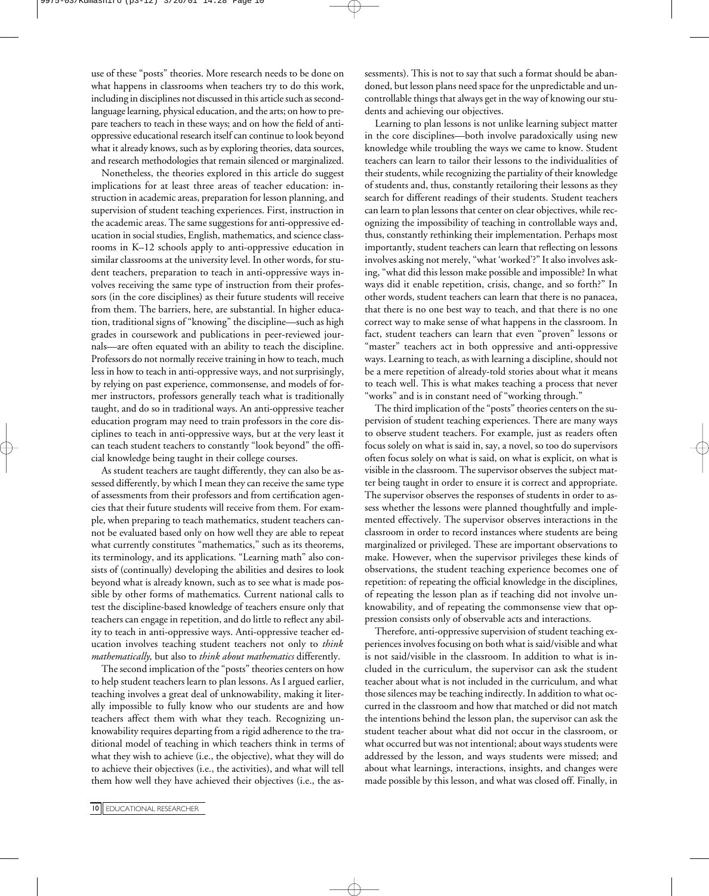use of these "posts" theories. More research needs to be done on what happens in classrooms when teachers try to do this work, including in disciplines not discussed in this article such as second-language learning, physical education, and the arts; on how to prepare teachers to teach in these ways; and on how the field of anti-oppressive educational research itself can continue to look beyond what it already knows, such as by exploring theories, data sources, and research methodologies that remain silenced or marginalized.

Nonetheless, the theories explored in this article do suggest implications for at least three areas of teacher education: instruction in academic areas, preparation for lesson planning, and supervision of student teaching experiences. First, instruction in the academic areas. The same suggestions for anti-oppressive education in social studies, English, mathematics, and science classrooms in K–12 schools apply to anti-oppressive education in similar classrooms at the university level. In other words, for student teachers, preparation to teach in anti-oppressive ways involves receiving the same type of instruction from their professors (in the core disciplines) as their future students will receive from them. The barriers, here, are substantial. In higher education, traditional signs of "knowing" the discipline—such as high grades in coursework and publications in peer-reviewed journals—are often equated with an ability to teach the discipline. Professors do not normally receive training in how to teach, much less in how to teach in anti-oppressive ways, and not surprisingly, by relying on past experience, commonsense, and models of former instructors, professors generally teach what is traditionally taught, and do so in traditional ways. An anti-oppressive teacher education program may need to train professors in the core disciplines to teach in anti-oppressive ways, but at the very least it can teach student teachers to constantly "look beyond" the official knowledge being taught in their college courses.

As student teachers are taught differently, they can also be assessed differently, by which I mean they can receive the same type of assessments from their professors and from certification agencies that their future students will receive from them. For example, when preparing to teach mathematics, student teachers cannot be evaluated based only on how well they are able to repeat what currently constitutes "mathematics," such as its theorems, its terminology, and its applications. "Learning math" also consists of (continually) developing the abilities and desires to look beyond what is already known, such as to see what is made possible by other forms of mathematics. Current national calls to test the discipline-based knowledge of teachers ensure only that teachers can engage in repetition, and do little to reflect any ability to teach in anti-oppressive ways. Anti-oppressive teacher education involves teaching student teachers not only to *think mathematically,* but also to *think about mathematics* differently.

The second implication of the "posts" theories centers on how to help student teachers learn to plan lessons. As I argued earlier, teaching involves a great deal of unknowability, making it literally impossible to fully know who our students are and how teachers affect them with what they teach. Recognizing unknowability requires departing from a rigid adherence to the traditional model of teaching in which teachers think in terms of what they wish to achieve (i.e., the objective), what they will do to achieve their objectives (i.e., the activities), and what will tell them how well they have achieved their objectives (i.e., the assessments). This is not to say that such a format should be abandoned, but lesson plans need space for the unpredictable and uncontrollable things that always get in the way of knowing our students and achieving our objectives.

Learning to plan lessons is not unlike learning subject matter in the core disciplines—both involve paradoxically using new knowledge while troubling the ways we came to know. Student teachers can learn to tailor their lessons to the individualities of their students, while recognizing the partiality of their knowledge of students and, thus, constantly retailoring their lessons as they search for different readings of their students. Student teachers can learn to plan lessons that center on clear objectives, while recognizing the impossibility of teaching in controllable ways and, thus, constantly rethinking their implementation. Perhaps most importantly, student teachers can learn that reflecting on lessons involves asking not merely, "what 'worked'?" It also involves asking, "what did this lesson make possible and impossible? In what ways did it enable repetition, crisis, change, and so forth?" In other words, student teachers can learn that there is no panacea, that there is no one best way to teach, and that there is no one correct way to make sense of what happens in the classroom. In fact, student teachers can learn that even "proven" lessons or "master" teachers act in both oppressive and anti-oppressive ways. Learning to teach, as with learning a discipline, should not be a mere repetition of already-told stories about what it means to teach well. This is what makes teaching a process that never "works" and is in constant need of "working through."

The third implication of the "posts" theories centers on the supervision of student teaching experiences. There are many ways to observe student teachers. For example, just as readers often focus solely on what is said in, say, a novel, so too do supervisors often focus solely on what is said, on what is explicit, on what is visible in the classroom. The supervisor observes the subject matter being taught in order to ensure it is correct and appropriate. The supervisor observes the responses of students in order to assess whether the lessons were planned thoughtfully and implemented effectively. The supervisor observes interactions in the classroom in order to record instances where students are being marginalized or privileged. These are important observations to make. However, when the supervisor privileges these kinds of observations, the student teaching experience becomes one of repetition: of repeating the official knowledge in the disciplines, of repeating the lesson plan as if teaching did not involve unknowability, and of repeating the commonsense view that oppression consists only of observable acts and interactions.

Therefore, anti-oppressive supervision of student teaching experiences involves focusing on both what is said/visible and what is not said/visible in the classroom. In addition to what is included in the curriculum, the supervisor can ask the student teacher about what is not included in the curriculum, and what those silences may be teaching indirectly. In addition to what occurred in the classroom and how that matched or did not match the intentions behind the lesson plan, the supervisor can ask the student teacher about what did not occur in the classroom, or what occurred but was not intentional; about ways students were addressed by the lesson, and ways students were missed; and about what learnings, interactions, insights, and changes were made possible by this lesson, and what was closed off. Finally, in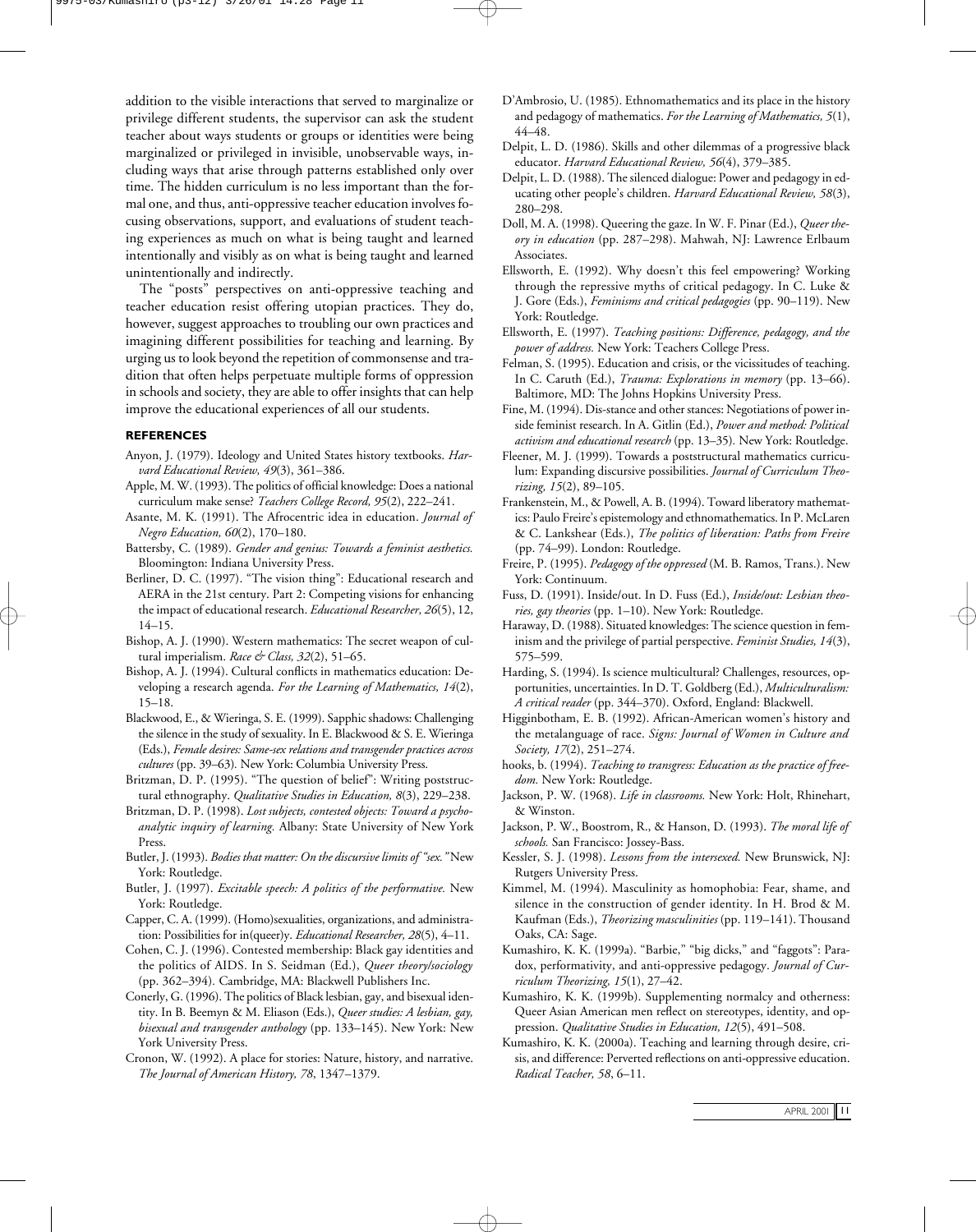addition to the visible interactions that served to marginalize or privilege different students, the supervisor can ask the student teacher about ways students or groups or identities were being marginalized or privileged in invisible, unobservable ways, including ways that arise through patterns established only over time. The hidden curriculum is no less important than the formal one, and thus, anti-oppressive teacher education involves focusing observations, support, and evaluations of student teaching experiences as much on what is being taught and learned intentionally and visibly as on what is being taught and learned unintentionally and indirectly.

The "posts" perspectives on anti-oppressive teaching and teacher education resist offering utopian practices. They do, however, suggest approaches to troubling our own practices and imagining different possibilities for teaching and learning. By urging us to look beyond the repetition of commonsense and tradition that often helps perpetuate multiple forms of oppression in schools and society, they are able to offer insights that can help improve the educational experiences of all our students.

## REFERENCES

Anyon, J. (1979). Ideology and United States history textbooks. *Harvard Educational Review, 49*(3), 361–386.

Apple, M. W. (1993). The politics of official knowledge: Does a national curriculum make sense? *Teachers College Record, 95*(2), 222–241.

Asante, M. K. (1991). The Afrocentric idea in education. *Journal of Negro Education, 60*(2), 170–180.

Battersby, C. (1989). *Gender and genius: Towards a feminist aesthetics.* Bloomington: Indiana University Press.

Berliner, D. C. (1997). "The vision thing": Educational research and AERA in the 21st century. Part 2: Competing visions for enhancing the impact of educational research. *Educational Researcher, 26*(5), 12, 14–15.

Bishop, A. J. (1990). Western mathematics: The secret weapon of cultural imperialism. *Race & Class, 32*(2), 51–65.

Bishop, A. J. (1994). Cultural conflicts in mathematics education: Developing a research agenda. *For the Learning of Mathematics, 14*(2), 15–18.

Blackwood, E., & Wieringa, S. E. (1999). Sapphic shadows: Challenging the silence in the study of sexuality. In E. Blackwood & S. E. Wieringa (Eds.), *Female desires: Same-sex relations and transgender practices across cultures* (pp. 39–63)*.* New York: Columbia University Press.

Britzman, D. P. (1995). "The question of belief": Writing poststructural ethnography. *Qualitative Studies in Education, 8*(3), 229–238.

Britzman, D. P. (1998). *Lost subjects, contested objects: Toward a psychoanalytic inquiry of learning.* Albany: State University of New York Press.

Butler, J. (1993). *Bodies that matter: On the discursive limits of "sex."* New York: Routledge.

Butler, J. (1997). *Excitable speech: A politics of the performative.* New York: Routledge.

Capper, C. A. (1999). (Homo)sexualities, organizations, and administration: Possibilities for in(queer)y. *Educational Researcher, 28*(5), 4–11.

Cohen, C. J. (1996). Contested membership: Black gay identities and the politics of AIDS. In S. Seidman (Ed.), *Queer theory/sociology* (pp. 362–394)*.* Cambridge, MA: Blackwell Publishers Inc.

Conerly, G. (1996). The politics of Black lesbian, gay, and bisexual identity. In B. Beemyn & M. Eliason (Eds.), *Queer studies: A lesbian, gay, bisexual and transgender anthology* (pp. 133–145). New York: New York University Press.

Cronon, W. (1992). A place for stories: Nature, history, and narrative. *The Journal of American History, 78*, 1347–1379.

D'Ambrosio, U. (1985). Ethnomathematics and its place in the history and pedagogy of mathematics. *For the Learning of Mathematics, 5*(1), 44–48.

Delpit, L. D. (1986). Skills and other dilemmas of a progressive black educator. *Harvard Educational Review, 56*(4), 379–385.

Delpit, L. D. (1988). The silenced dialogue: Power and pedagogy in educating other people's children. *Harvard Educational Review, 58*(3), 280–298.

Doll, M. A. (1998). Queering the gaze. In W. F. Pinar (Ed.), *Queer theory in education* (pp. 287–298). Mahwah, NJ: Lawrence Erlbaum Associates.

Ellsworth, E. (1992). Why doesn't this feel empowering? Working through the repressive myths of critical pedagogy. In C. Luke & J. Gore (Eds.), *Feminisms and critical pedagogies* (pp. 90–119). New York: Routledge.

Ellsworth, E. (1997). *Teaching positions: Difference, pedagogy, and the power of address.* New York: Teachers College Press.

Felman, S. (1995). Education and crisis, or the vicissitudes of teaching. In C. Caruth (Ed.), *Trauma: Explorations in memory* (pp. 13–66). Baltimore, MD: The Johns Hopkins University Press.

Fine, M. (1994). Dis-stance and other stances: Negotiations of power inside feminist research. In A. Gitlin (Ed.), *Power and method: Political activism and educational research* (pp. 13–35)*.* New York: Routledge.

Fleener, M. J. (1999). Towards a poststructural mathematics curriculum: Expanding discursive possibilities. *Journal of Curriculum Theorizing, 15*(2), 89–105.

Frankenstein, M., & Powell, A. B. (1994). Toward liberatory mathematics: Paulo Freire's epistemology and ethnomathematics. In P. McLaren & C. Lankshear (Eds.), *The politics of liberation: Paths from Freire* (pp. 74–99). London: Routledge.

Freire, P. (1995). *Pedagogy of the oppressed* (M. B. Ramos, Trans.). New York: Continuum.

Fuss, D. (1991). Inside/out. In D. Fuss (Ed.), *Inside/out: Lesbian theories, gay theories* (pp. 1–10). New York: Routledge.

Haraway, D. (1988). Situated knowledges: The science question in feminism and the privilege of partial perspective. *Feminist Studies, 14*(3), 575–599.

Harding, S. (1994). Is science multicultural? Challenges, resources, opportunities, uncertainties. In D. T. Goldberg (Ed.), *Multiculturalism: A critical reader* (pp. 344–370). Oxford, England: Blackwell.

Higginbotham, E. B. (1992). African-American women's history and the metalanguage of race. *Signs: Journal of Women in Culture and Society, 17*(2), 251–274.

hooks, b. (1994). *Teaching to transgress: Education as the practice of freedom.* New York: Routledge.

Jackson, P. W. (1968). *Life in classrooms.* New York: Holt, Rhinehart, & Winston.

Jackson, P. W., Boostrom, R., & Hanson, D. (1993). *The moral life of schools.* San Francisco: Jossey-Bass.

Kessler, S. J. (1998). *Lessons from the intersexed.* New Brunswick, NJ: Rutgers University Press.

Kimmel, M. (1994). Masculinity as homophobia: Fear, shame, and silence in the construction of gender identity. In H. Brod & M. Kaufman (Eds.), *Theorizing masculinities* (pp. 119–141). Thousand Oaks, CA: Sage.

Kumashiro, K. K. (1999a). "Barbie," "big dicks," and "faggots": Paradox, performativity, and anti-oppressive pedagogy. *Journal of Curriculum Theorizing, 15*(1), 27–42.

Kumashiro, K. K. (1999b). Supplementing normalcy and otherness: Queer Asian American men reflect on stereotypes, identity, and oppression. *Qualitative Studies in Education, 12*(5), 491–508.

Kumashiro, K. K. (2000a). Teaching and learning through desire, crisis, and difference: Perverted reflections on anti-oppressive education. *Radical Teacher, 58*, 6–11.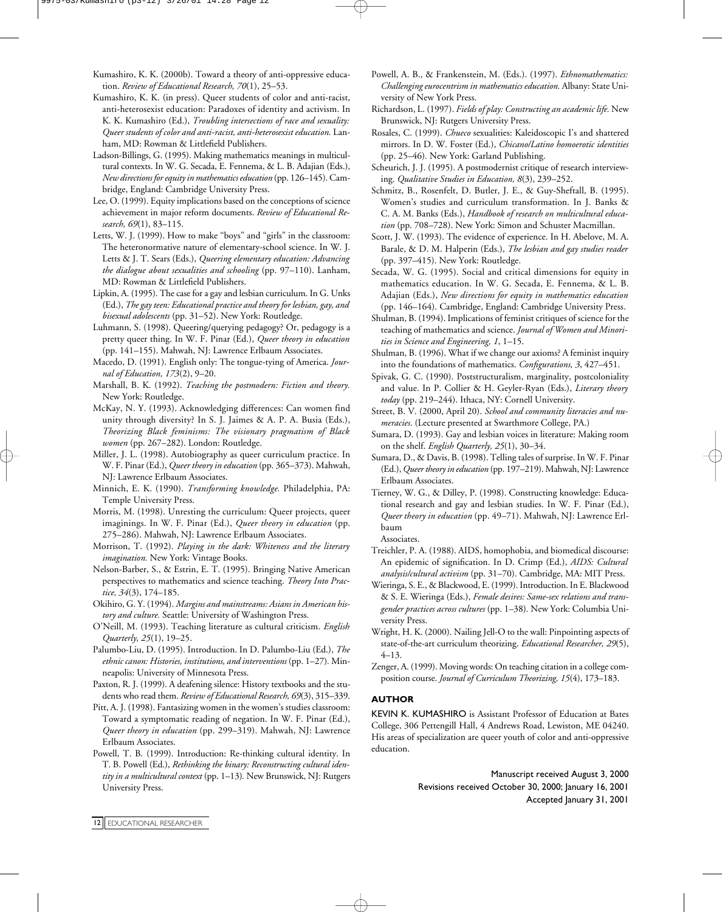Kumashiro, K. K. (2000b). Toward a theory of anti-oppressive education. *Review of Educational Research, 70*(1), 25–53.

Kumashiro, K. K. (in press). Queer students of color and anti-racist, anti-heterosexist education: Paradoxes of identity and activism. In K. K. Kumashiro (Ed.), *Troubling intersections of race and sexuality: Queer students of color and anti-racist, anti-heterosexist education.* Lanham, MD: Rowman & Littlefield Publishers.

Ladson-Billings, G. (1995). Making mathematics meanings in multicultural contexts. In W. G. Secada, E. Fennema, & L. B. Adajian (Eds.), *New directions for equity in mathematics education* (pp. 126–145). Cambridge, England: Cambridge University Press.

Lee, O. (1999). Equity implications based on the conceptions of science achievement in major reform documents. *Review of Educational Research, 69*(1), 83–115.

Letts, W. J. (1999). How to make "boys" and "girls" in the classroom: The heteronormative nature of elementary-school science. In W. J. Letts & J. T. Sears (Eds.), *Queering elementary education: Advancing the dialogue about sexualities and schooling* (pp. 97–110). Lanham, MD: Rowman & Littlefield Publishers.

Lipkin, A. (1995). The case for a gay and lesbian curriculum. In G. Unks (Ed.), *The gay teen: Educational practice and theory for lesbian, gay, and bisexual adolescents* (pp. 31–52). New York: Routledge.

Luhmann, S. (1998). Queering/querying pedagogy? Or, pedagogy is a pretty queer thing. In W. F. Pinar (Ed.), *Queer theory in education* (pp. 141–155). Mahwah, NJ: Lawrence Erlbaum Associates.

Macedo, D. (1991). English only: The tongue-tying of America. *Journal of Education, 173*(2), 9–20.

Marshall, B. K. (1992). *Teaching the postmodern: Fiction and theory.* New York: Routledge.

McKay, N. Y. (1993). Acknowledging differences: Can women find unity through diversity? In S. J. Jaimes & A. P. A. Busia (Eds.), *Theorizing Black feminisms: The visionary pragmatism of Black women* (pp. 267–282). London: Routledge.

Miller, J. L. (1998). Autobiography as queer curriculum practice. In W. F. Pinar (Ed.), *Queer theory in education* (pp. 365–373). Mahwah, NJ: Lawrence Erlbaum Associates.

Minnich, E. K. (1990). *Transforming knowledge.* Philadelphia, PA: Temple University Press.

Morris, M. (1998). Unresting the curriculum: Queer projects, queer imaginings. In W. F. Pinar (Ed.), *Queer theory in education* (pp. 275–286). Mahwah, NJ: Lawrence Erlbaum Associates.

Morrison, T. (1992). *Playing in the dark: Whiteness and the literary imagination.* New York: Vintage Books.

Nelson-Barber, S., & Estrin, E. T. (1995). Bringing Native American perspectives to mathematics and science teaching. *Theory Into Practice, 34*(3), 174–185.

Okihiro, G. Y. (1994). *Margins and mainstreams: Asians in American history and culture.* Seattle: University of Washington Press.

O'Neill, M. (1993). Teaching literature as cultural criticism. *English Quarterly, 25*(1), 19–25.

Palumbo-Liu, D. (1995). Introduction. In D. Palumbo-Liu (Ed.), *The ethnic canon: Histories, institutions, and interventions* (pp. 1–27). Minneapolis: University of Minnesota Press.

Paxton, R. J. (1999). A deafening silence: History textbooks and the students who read them. *Review of Educational Research, 69*(3), 315–339.

Pitt, A. J. (1998). Fantasizing women in the women's studies classroom: Toward a symptomatic reading of negation. In W. F. Pinar (Ed.), *Queer theory in education* (pp. 299–319). Mahwah, NJ: Lawrence Erlbaum Associates.

Powell, T. B. (1999). Introduction: Re-thinking cultural identity. In T. B. Powell (Ed.), *Rethinking the binary: Reconstructing cultural identity in a multicultural context* (pp. 1–13). New Brunswick, NJ: Rutgers University Press.

Powell, A. B., & Frankenstein, M. (Eds.). (1997). *Ethnomathematics: Challenging eurocentrism in mathematics education.* Albany: State University of New York Press.

Richardson, L. (1997). *Fields of play: Constructing an academic life.* New Brunswick, NJ: Rutgers University Press.

Rosales, C. (1999). *Chueco* sexualities: Kaleidoscopic I's and shattered mirrors. In D. W. Foster (Ed.), *Chicano/Latino homoerotic identities* (pp. 25–46). New York: Garland Publishing.

Scheurich, J. J. (1995). A postmodernist critique of research interviewing. *Qualitative Studies in Education, 8*(3), 239–252.

Schmitz, B., Rosenfelt, D. Butler, J. E., & Guy-Sheftall, B. (1995). Women's studies and curriculum transformation. In J. Banks & C. A. M. Banks (Eds.), *Handbook of research on multicultural education* (pp. 708–728). New York: Simon and Schuster Macmillan.

Scott, J. W. (1993). The evidence of experience. In H. Abelove, M. A. Barale, & D. M. Halperin (Eds.), *The lesbian and gay studies reader* (pp. 397–415). New York: Routledge.

Secada, W. G. (1995). Social and critical dimensions for equity in mathematics education. In W. G. Secada, E. Fennema, & L. B. Adajian (Eds.), *New directions for equity in mathematics education* (pp. 146–164). Cambridge, England: Cambridge University Press.

Shulman, B. (1994). Implications of feminist critiques of science for the teaching of mathematics and science. *Journal of Women and Minorities in Science and Engineering, 1*, 1–15.

Shulman, B. (1996). What if we change our axioms? A feminist inquiry into the foundations of mathematics. *Configurations, 3*, 427–451.

Spivak, G. C. (1990). Poststructuralism, marginality, postcoloniality and value. In P. Collier & H. Geyler-Ryan (Eds.), *Literary theory today* (pp. 219–244). Ithaca, NY: Cornell University.

Street, B. V. (2000, April 20). *School and community literacies and numeracies.* (Lecture presented at Swarthmore College, PA.)

Sumara, D. (1993). Gay and lesbian voices in literature: Making room on the shelf. *English Quarterly, 25*(1), 30–34.

Sumara, D., & Davis, B. (1998). Telling tales of surprise. In W. F. Pinar (Ed.), *Queer theory in education* (pp. 197–219). Mahwah, NJ: Lawrence Erlbaum Associates.

Tierney, W. G., & Dilley, P. (1998). Constructing knowledge: Educational research and gay and lesbian studies. In W. F. Pinar (Ed.), *Queer theory in education* (pp. 49–71). Mahwah, NJ: Lawrence Erlbaum Associates.

Treichler, P. A. (1988). AIDS, homophobia, and biomedical discourse: An epidemic of signification. In D. Crimp (Ed.), *AIDS: Cultural analysis/cultural activism* (pp. 31–70). Cambridge, MA: MIT Press.

Wieringa, S. E., & Blackwood, E. (1999). Introduction. In E. Blackwood & S. E. Wieringa (Eds.), *Female desires: Same-sex relations and transgender practices across cultures* (pp. 1–38). New York: Columbia University Press.

Wright, H. K. (2000). Nailing Jell-O to the wall: Pinpointing aspects of state-of-the-art curriculum theorizing. *Educational Researcher, 29*(5), 4–13.

Zenger, A. (1999). Moving words: On teaching citation in a college composition course. *Journal of Curriculum Theorizing, 15*(4), 173–183.

## AUTHOR

KEVIN K. KUMASHIRO is Assistant Professor of Education at Bates College, 306 Pettengill Hall, 4 Andrews Road, Lewiston, ME 04240. His areas of specialization are queer youth of color and anti-oppressive education.

Manuscript received August 3, 2000
Revisions received October 30, 2000; January 16, 2001
Accepted January 31, 2001